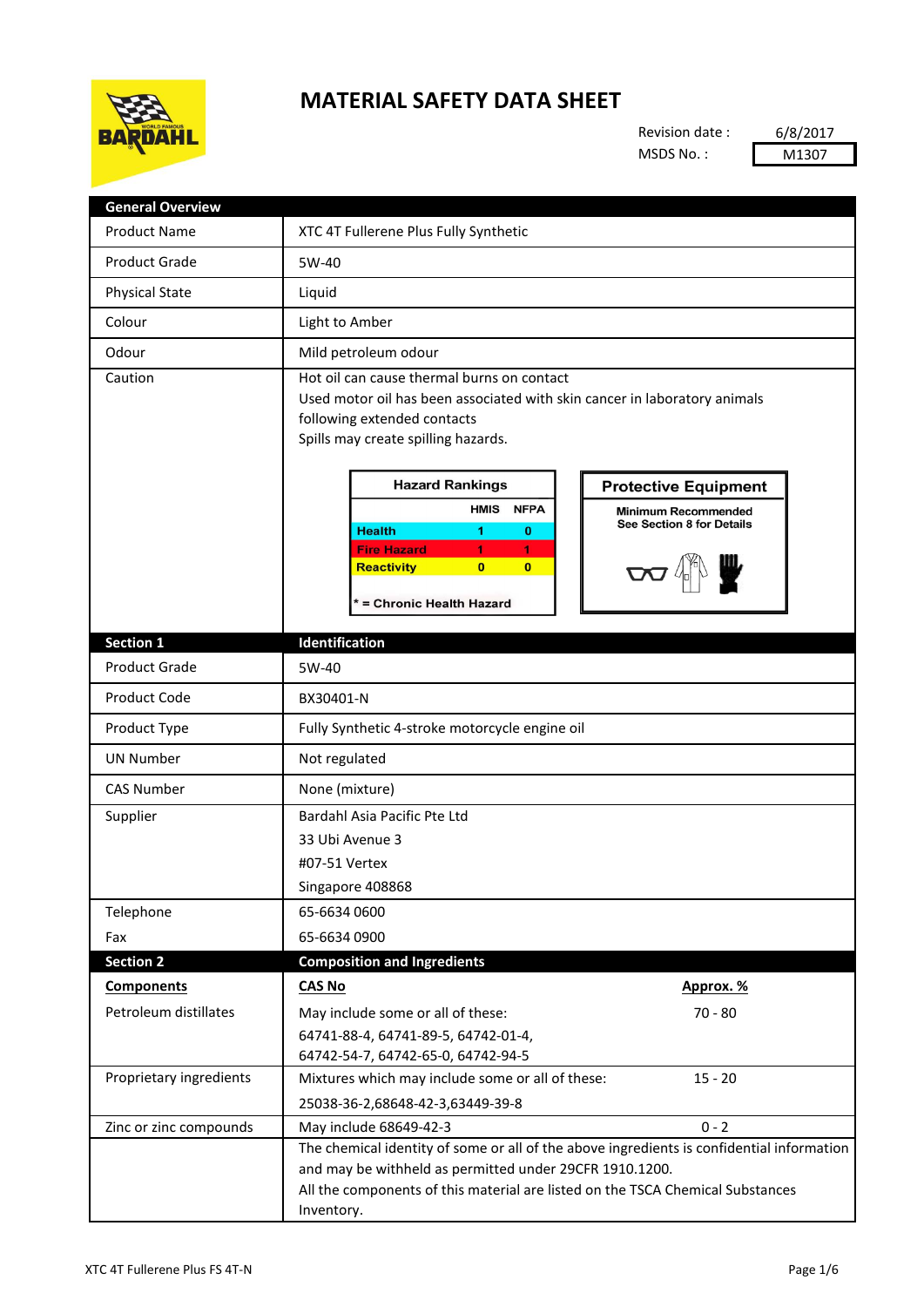# MATERIAL SAFETY DATA SHEET

Revision date : 6/8/2017
MSDS No. : M1307

| General Overview | |
|---|---|
| Product Name | XTC 4T Fullerene Plus Fully Synthetic |
| Product Grade | 5W-40 |
| Physical State | Liquid |
| Colour | Light to Amber |
| Odour | Mild petroleum odour |
| Caution | Hot oil can cause thermal burns on contact<br>Used motor oil has been associated with skin cancer in laboratory animals following extended contacts<br>Spills may create spilling hazards. |

**Hazard Rankings**

| | HMIS | NFPA |
|---|---|---|
| Health | 1 | 0 |
| Fire Hazard | 1 | 1 |
| Reactivity | 0 | 0 |

* = Chronic Health Hazard

**Protective Equipment**

Minimum Recommended
See Section 8 for Details

| Section 1 | Identification |
|---|---|
| Product Grade | 5W-40 |
| Product Code | BX30401-N |
| Product Type | Fully Synthetic 4-stroke motorcycle engine oil |
| UN Number | Not regulated |
| CAS Number | None (mixture) |
| Supplier | Bardahl Asia Pacific Pte Ltd<br>33 Ubi Avenue 3<br>#07-51 Vertex<br>Singapore 408868 |
| Telephone | 65-6634 0600 |
| Fax | 65-6634 0900 |

| Section 2 | Composition and Ingredients | |
|---|---|---|
| **Components** | **CAS No** | **Approx. %** |
| Petroleum distillates | May include some or all of these:<br>64741-88-4, 64741-89-5, 64742-01-4,<br>64742-54-7, 64742-65-0, 64742-94-5 | 70 - 80 |
| Proprietary ingredients | Mixtures which may include some or all of these:<br>25038-36-2,68648-42-3,63449-39-8 | 15 - 20 |
| Zinc or zinc compounds | May include 68649-42-3 | 0 - 2 |
| | The chemical identity of some or all of the above ingredients is confidential information and may be withheld as permitted under 29CFR 1910.1200.<br>All the components of this material are listed on the TSCA Chemical Substances Inventory. | |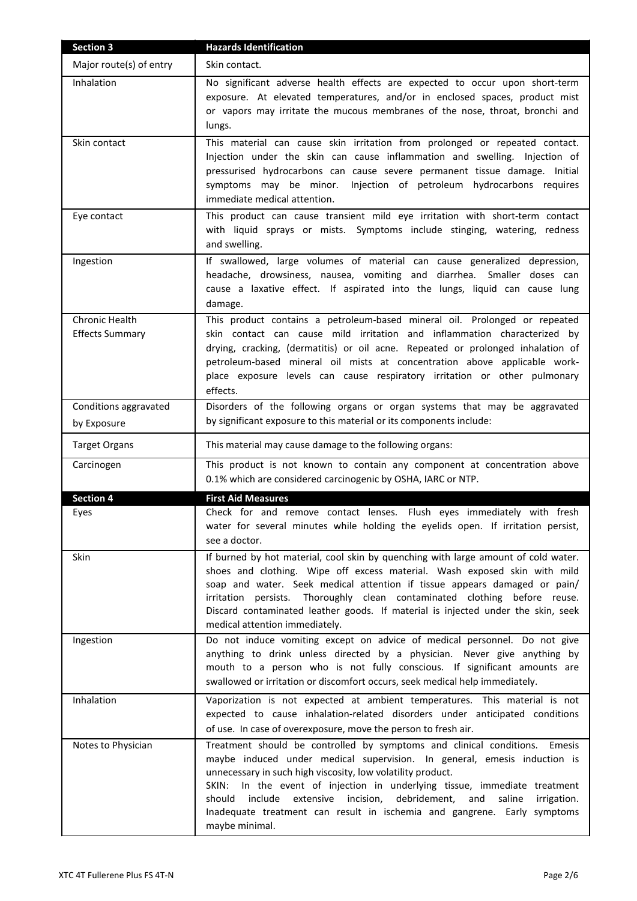| Section 3 | Hazards Identification |
|---|---|
| Major route(s) of entry | Skin contact. |
| Inhalation | No significant adverse health effects are expected to occur upon short-term exposure. At elevated temperatures, and/or in enclosed spaces, product mist or vapors may irritate the mucous membranes of the nose, throat, bronchi and lungs. |
| Skin contact | This material can cause skin irritation from prolonged or repeated contact. Injection under the skin can cause inflammation and swelling. Injection of pressurised hydrocarbons can cause severe permanent tissue damage. Initial symptoms may be minor. Injection of petroleum hydrocarbons requires immediate medical attention. |
| Eye contact | This product can cause transient mild eye irritation with short-term contact with liquid sprays or mists. Symptoms include stinging, watering, redness and swelling. |
| Ingestion | If swallowed, large volumes of material can cause generalized depression, headache, drowsiness, nausea, vomiting and diarrhea. Smaller doses can cause a laxative effect. If aspirated into the lungs, liquid can cause lung damage. |
| Chronic Health Effects Summary | This product contains a petroleum-based mineral oil. Prolonged or repeated skin contact can cause mild irritation and inflammation characterized by drying, cracking, (dermatitis) or oil acne. Repeated or prolonged inhalation of petroleum-based mineral oil mists at concentration above applicable work-place exposure levels can cause respiratory irritation or other pulmonary effects. |
| Conditions aggravated by Exposure | Disorders of the following organs or organ systems that may be aggravated by significant exposure to this material or its components include: |
| Target Organs | This material may cause damage to the following organs: |
| Carcinogen | This product is not known to contain any component at concentration above 0.1% which are considered carcinogenic by OSHA, IARC or NTP. |

| Section 4 | First Aid Measures |
|---|---|
| Eyes | Check for and remove contact lenses. Flush eyes immediately with fresh water for several minutes while holding the eyelids open. If irritation persist, see a doctor. |
| Skin | If burned by hot material, cool skin by quenching with large amount of cold water. shoes and clothing. Wipe off excess material. Wash exposed skin with mild soap and water. Seek medical attention if tissue appears damaged or pain/ irritation persists. Thoroughly clean contaminated clothing before reuse. Discard contaminated leather goods. If material is injected under the skin, seek medical attention immediately. |
| Ingestion | Do not induce vomiting except on advice of medical personnel. Do not give anything to drink unless directed by a physician. Never give anything by mouth to a person who is not fully conscious. If significant amounts are swallowed or irritation or discomfort occurs, seek medical help immediately. |
| Inhalation | Vaporization is not expected at ambient temperatures. This material is not expected to cause inhalation-related disorders under anticipated conditions of use. In case of overexposure, move the person to fresh air. |
| Notes to Physician | Treatment should be controlled by symptoms and clinical conditions. Emesis maybe induced under medical supervision. In general, emesis induction is unnecessary in such high viscosity, low volatility product.<br>SKIN: In the event of injection in underlying tissue, immediate treatment should include extensive incision, debridement, and saline irrigation. Inadequate treatment can result in ischemia and gangrene. Early symptoms maybe minimal. |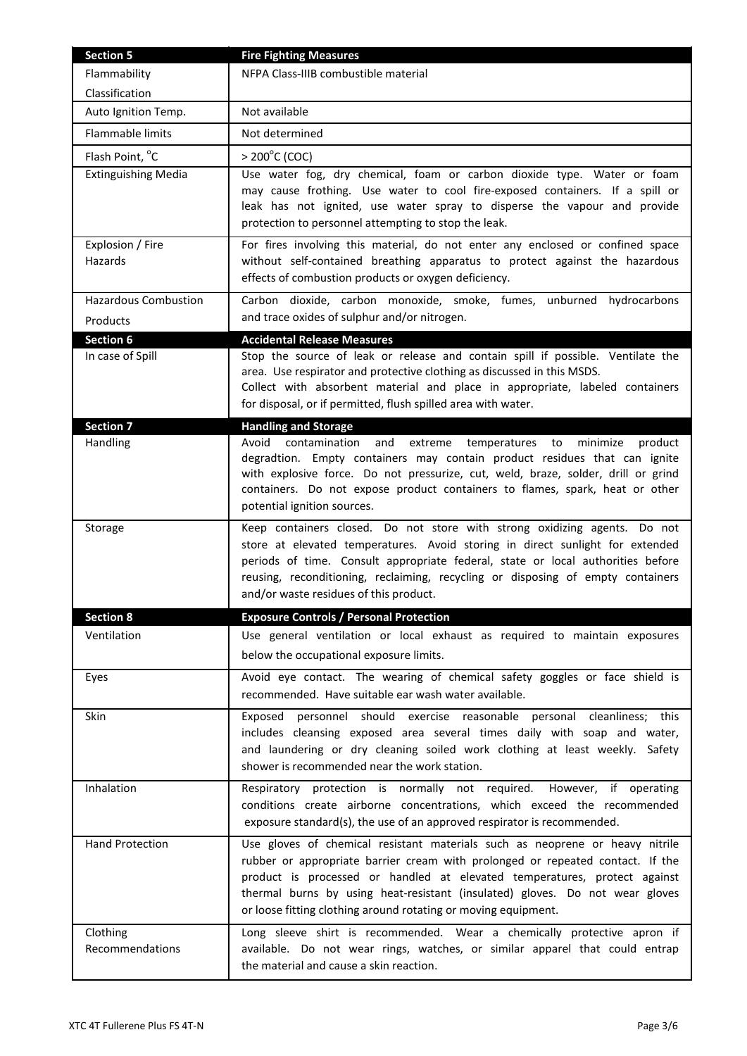| Section 5 | Fire Fighting Measures |
|---|---|
| Flammability Classification | NFPA Class-IIIB combustible material |
| Auto Ignition Temp. | Not available |
| Flammable limits | Not determined |
| Flash Point, °C | > 200°C (COC) |
| Extinguishing Media | Use water fog, dry chemical, foam or carbon dioxide type. Water or foam may cause frothing. Use water to cool fire-exposed containers. If a spill or leak has not ignited, use water spray to disperse the vapour and provide protection to personnel attempting to stop the leak. |
| Explosion / Fire Hazards | For fires involving this material, do not enter any enclosed or confined space without self-contained breathing apparatus to protect against the hazardous effects of combustion products or oxygen deficiency. |
| Hazardous Combustion Products | Carbon dioxide, carbon monoxide, smoke, fumes, unburned hydrocarbons and trace oxides of sulphur and/or nitrogen. |
| **Section 6** | **Accidental Release Measures** |
| In case of Spill | Stop the source of leak or release and contain spill if possible. Ventilate the area. Use respirator and protective clothing as discussed in this MSDS. Collect with absorbent material and place in appropriate, labeled containers for disposal, or if permitted, flush spilled area with water. |
| **Section 7** | **Handling and Storage** |
| Handling | Avoid contamination and extreme temperatures to minimize product degradtion. Empty containers may contain product residues that can ignite with explosive force. Do not pressurize, cut, weld, braze, solder, drill or grind containers. Do not expose product containers to flames, spark, heat or other potential ignition sources. |
| Storage | Keep containers closed. Do not store with strong oxidizing agents. Do not store at elevated temperatures. Avoid storing in direct sunlight for extended periods of time. Consult appropriate federal, state or local authorities before reusing, reconditioning, reclaiming, recycling or disposing of empty containers and/or waste residues of this product. |
| **Section 8** | **Exposure Controls / Personal Protection** |
| Ventilation | Use general ventilation or local exhaust as required to maintain exposures below the occupational exposure limits. |
| Eyes | Avoid eye contact. The wearing of chemical safety goggles or face shield is recommended. Have suitable ear wash water available. |
| Skin | Exposed personnel should exercise reasonable personal cleanliness; this includes cleansing exposed area several times daily with soap and water, and laundering or dry cleaning soiled work clothing at least weekly. Safety shower is recommended near the work station. |
| Inhalation | Respiratory protection is normally not required. However, if operating conditions create airborne concentrations, which exceed the recommended exposure standard(s), the use of an approved respirator is recommended. |
| Hand Protection | Use gloves of chemical resistant materials such as neoprene or heavy nitrile rubber or appropriate barrier cream with prolonged or repeated contact. If the product is processed or handled at elevated temperatures, protect against thermal burns by using heat-resistant (insulated) gloves. Do not wear gloves or loose fitting clothing around rotating or moving equipment. |
| Clothing Recommendations | Long sleeve shirt is recommended. Wear a chemically protective apron if available. Do not wear rings, watches, or similar apparel that could entrap the material and cause a skin reaction. |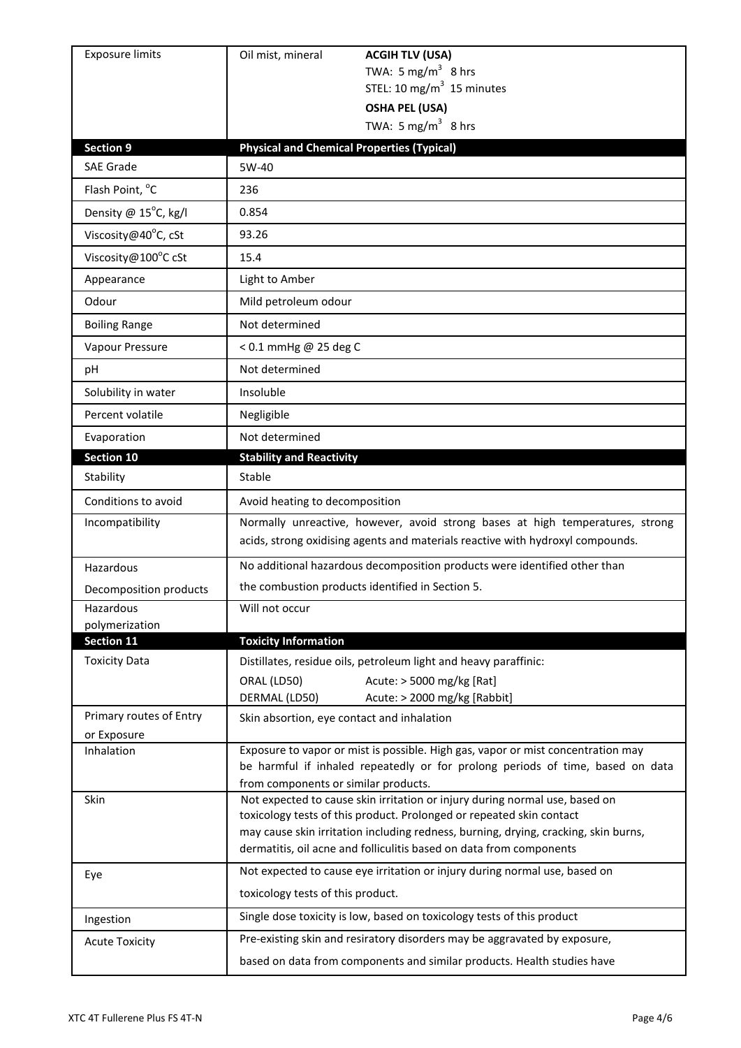| Exposure limits | Oil mist, mineral | **ACGIH TLV (USA)**<br>TWA: 5 $mg/m^3$ 8 hrs<br>STEL: 10 $mg/m^3$ 15 minutes<br>**OSHA PEL (USA)**<br>TWA: 5 $mg/m^3$ 8 hrs |
|---|---|---|

| **Section 9** | **Physical and Chemical Properties (Typical)** |
|---|---|
| SAE Grade | 5W-40 |
| Flash Point, °C | 236 |
| Density @ 15°C, kg/l | 0.854 |
| Viscosity@40°C, cSt | 93.26 |
| Viscosity@100°C cSt | 15.4 |
| Appearance | Light to Amber |
| Odour | Mild petroleum odour |
| Boiling Range | Not determined |
| Vapour Pressure | < 0.1 mmHg @ 25 deg C |
| pH | Not determined |
| Solubility in water | Insoluble |
| Percent volatile | Negligible |
| Evaporation | Not determined |

| **Section 10** | **Stability and Reactivity** |
|---|---|
| Stability | Stable |
| Conditions to avoid | Avoid heating to decomposition |
| Incompatibility | Normally unreactive, however, avoid strong bases at high temperatures, strong acids, strong oxidising agents and materials reactive with hydroxyl compounds. |
| Hazardous Decomposition products | No additional hazardous decomposition products were identified other than the combustion products identified in Section 5. |
| Hazardous polymerization | Will not occur |

| **Section 11** | **Toxicity Information** |
|---|---|
| Toxicity Data | Distillates, residue oils, petroleum light and heavy paraffinic:<br>ORAL (LD50) Acute: > 5000 mg/kg [Rat]<br>DERMAL (LD50) Acute: > 2000 mg/kg [Rabbit] |
| Primary routes of Entry or Exposure | Skin absorption, eye contact and inhalation |
| Inhalation | Exposure to vapor or mist is possible. High gas, vapor or mist concentration may be harmful if inhaled repeatedly or for prolong periods of time, based on data from components or similar products. |
| Skin | Not expected to cause skin irritation or injury during normal use, based on toxicology tests of this product. Prolonged or repeated skin contact may cause skin irritation including redness, burning, drying, cracking, skin burns, dermatitis, oil acne and folliculitis based on data from components |
| Eye | Not expected to cause eye irritation or injury during normal use, based on toxicology tests of this product. |
| Ingestion | Single dose toxicity is low, based on toxicology tests of this product |
| Acute Toxicity | Pre-existing skin and resiratory disorders may be aggravated by exposure, based on data from components and similar products. Health studies have |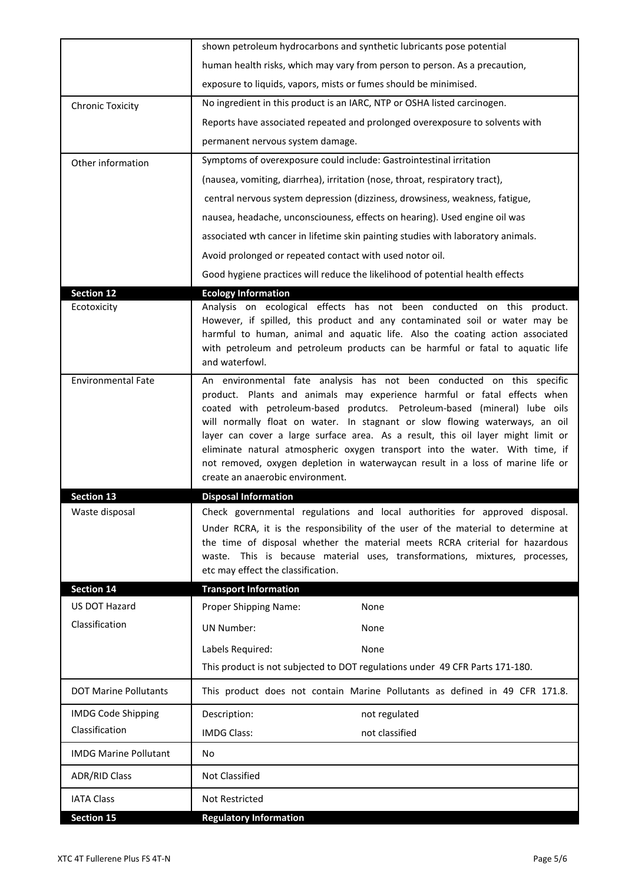| | |
|---|---|
| | shown petroleum hydrocarbons and synthetic lubricants pose potential human health risks, which may vary from person to person. As a precaution, exposure to liquids, vapors, mists or fumes should be minimised. |
| Chronic Toxicity | No ingredient in this product is an IARC, NTP or OSHA listed carcinogen. Reports have associated repeated and prolonged overexposure to solvents with permanent nervous system damage. |
| Other information | Symptoms of overexposure could include: Gastrointestinal irritation (nausea, vomiting, diarrhea), irritation (nose, throat, respiratory tract), central nervous system depression (dizziness, drowsiness, weakness, fatigue, nausea, headache, unconsciouness, effects on hearing). Used engine oil was associated wth cancer in lifetime skin painting studies with laboratory animals. Avoid prolonged or repeated contact with used notor oil. Good hygiene practices will reduce the likelihood of potential health effects |
| **Section 12** | **Ecology Information** |
| Ecotoxicity | Analysis on ecological effects has not been conducted on this product. However, if spilled, this product and any contaminated soil or water may be harmful to human, animal and aquatic life. Also the coating action associated with petroleum and petroleum products can be harmful or fatal to aquatic life and waterfowl. |
| Environmental Fate | An environmental fate analysis has not been conducted on this specific product. Plants and animals may experience harmful or fatal effects when coated with petroleum-based produtcs. Petroleum-based (mineral) lube oils will normally float on water. In stagnant or slow flowing waterways, an oil layer can cover a large surface area. As a result, this oil layer might limit or eliminate natural atmospheric oxygen transport into the water. With time, if not removed, oxygen depletion in waterwaycan result in a loss of marine life or create an anaerobic environment. |
| **Section 13** | **Disposal Information** |
| Waste disposal | Check governmental regulations and local authorities for approved disposal. Under RCRA, it is the responsibility of the user of the material to determine at the time of disposal whether the material meets RCRA criterial for hazardous waste. This is because material uses, transformations, mixtures, processes, etc may effect the classification. |
| **Section 14** | **Transport Information** |
| US DOT Hazard Classification | Proper Shipping Name: None<br>UN Number: None<br>Labels Required: None<br>This product is not subjected to DOT regulations under 49 CFR Parts 171-180. |
| DOT Marine Pollutants | This product does not contain Marine Pollutants as defined in 49 CFR 171.8. |
| IMDG Code Shipping Classification | Description: not regulated<br>IMDG Class: not classified |
| IMDG Marine Pollutant | No |
| ADR/RID Class | Not Classified |
| IATA Class | Not Restricted |
| **Section 15** | **Regulatory Information** |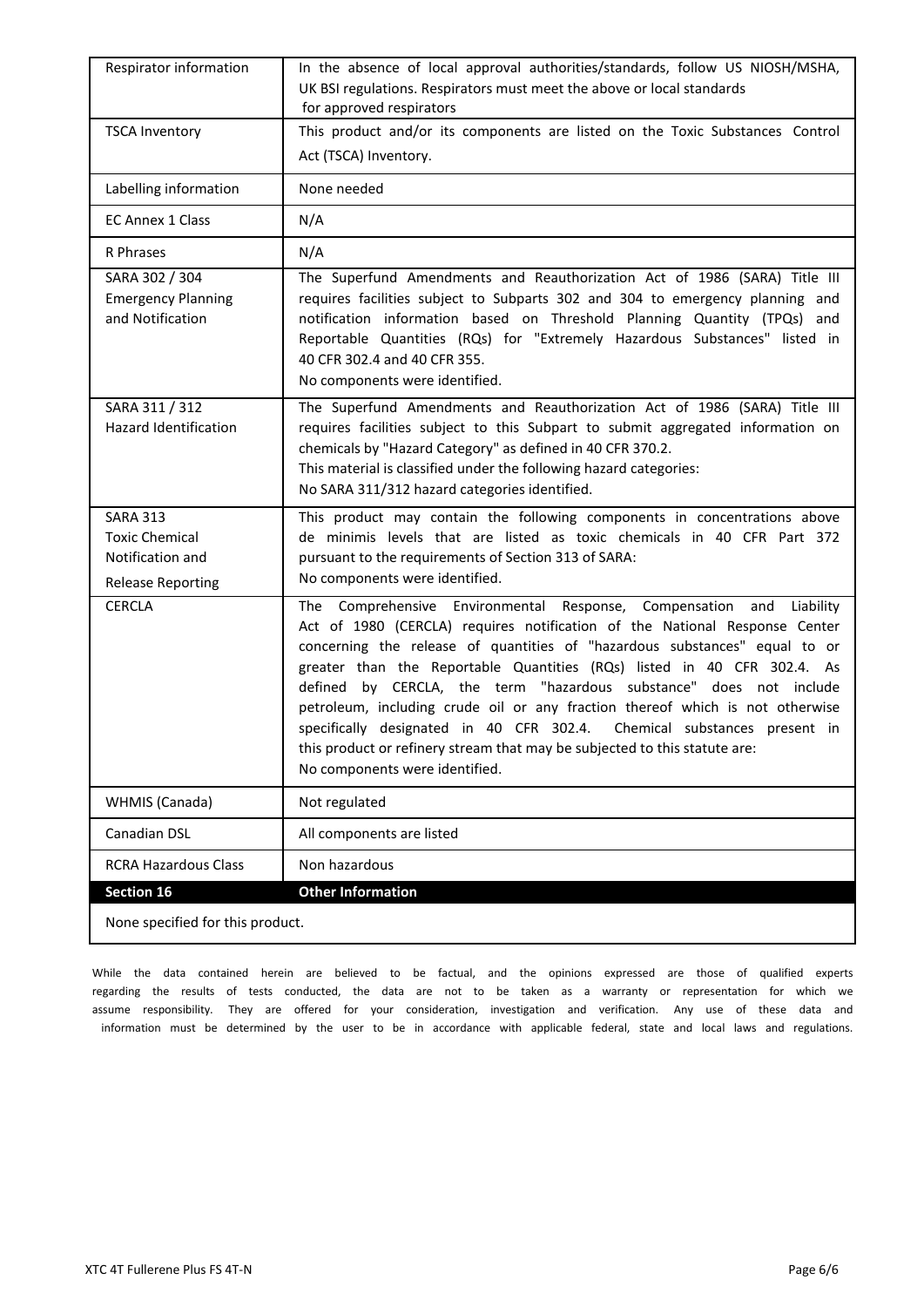| | |
|---|---|
| Respirator information | In the absence of local approval authorities/standards, follow US NIOSH/MSHA, UK BSI regulations. Respirators must meet the above or local standards for approved respirators |
| TSCA Inventory | This product and/or its components are listed on the Toxic Substances Control Act (TSCA) Inventory. |
| Labelling information | None needed |
| EC Annex 1 Class | N/A |
| R Phrases | N/A |
| SARA 302 / 304 Emergency Planning and Notification | The Superfund Amendments and Reauthorization Act of 1986 (SARA) Title III requires facilities subject to Subparts 302 and 304 to emergency planning and notification information based on Threshold Planning Quantity (TPQs) and Reportable Quantities (RQs) for "Extremely Hazardous Substances" listed in 40 CFR 302.4 and 40 CFR 355. No components were identified. |
| SARA 311 / 312 Hazard Identification | The Superfund Amendments and Reauthorization Act of 1986 (SARA) Title III requires facilities subject to this Subpart to submit aggregated information on chemicals by "Hazard Category" as defined in 40 CFR 370.2. This material is classified under the following hazard categories: No SARA 311/312 hazard categories identified. |
| SARA 313 Toxic Chemical Notification and Release Reporting | This product may contain the following components in concentrations above de minimis levels that are listed as toxic chemicals in 40 CFR Part 372 pursuant to the requirements of Section 313 of SARA: No components were identified. |
| CERCLA | The Comprehensive Environmental Response, Compensation and Liability Act of 1980 (CERCLA) requires notification of the National Response Center concerning the release of quantities of "hazardous substances" equal to or greater than the Reportable Quantities (RQs) listed in 40 CFR 302.4. As defined by CERCLA, the term "hazardous substance" does not include petroleum, including crude oil or any fraction thereof which is not otherwise specifically designated in 40 CFR 302.4. Chemical substances present in this product or refinery stream that may be subjected to this statute are: No components were identified. |
| WHMIS (Canada) | Not regulated |
| Canadian DSL | All components are listed |
| RCRA Hazardous Class | Non hazardous |

## Section 16 Other Information

None specified for this product.

While the data contained herein are believed to be factual, and the opinions expressed are those of qualified experts regarding the results of tests conducted, the data are not to be taken as a warranty or representation for which we assume responsibility. They are offered for your consideration, investigation and verification. Any use of these data and information must be determined by the user to be in accordance with applicable federal, state and local laws and regulations.